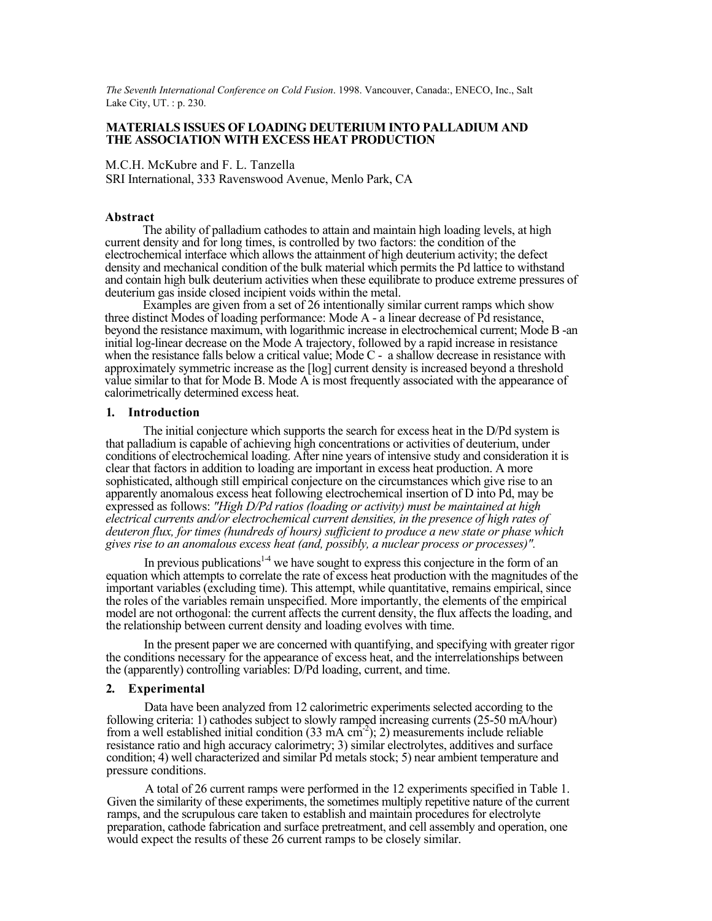*The Seventh International Conference on Cold Fusion*. 1998. Vancouver, Canada:, ENECO, Inc., Salt Lake City, UT. : p. 230.

# MATERIALS ISSUES OF LOADING DEUTERIUM INTO PALLADIUM AND THE ASSOCIATION WITH EXCESS HEAT PRODUCTION

M.C.H. McKubre and F. L. Tanzella
SRI International, 333 Ravenswood Avenue, Menlo Park, CA

### Abstract

The ability of palladium cathodes to attain and maintain high loading levels, at high current density and for long times, is controlled by two factors: the condition of the electrochemical interface which allows the attainment of high deuterium activity; the defect density and mechanical condition of the bulk material which permits the Pd lattice to withstand and contain high bulk deuterium activities when these equilibrate to produce extreme pressures of deuterium gas inside closed incipient voids within the metal.

Examples are given from a set of 26 intentionally similar current ramps which show three distinct Modes of loading performance: Mode A - a linear decrease of Pd resistance, beyond the resistance maximum, with logarithmic increase in electrochemical current; Mode B -an initial log-linear decrease on the Mode A trajectory, followed by a rapid increase in resistance when the resistance falls below a critical value; Mode C - a shallow decrease in resistance with approximately symmetric increase as the [log] current density is increased beyond a threshold value similar to that for Mode B. Mode A is most frequently associated with the appearance of calorimetrically determined excess heat.

### 1. Introduction

The initial conjecture which supports the search for excess heat in the D/Pd system is that palladium is capable of achieving high concentrations or activities of deuterium, under conditions of electrochemical loading. After nine years of intensive study and consideration it is clear that factors in addition to loading are important in excess heat production. A more sophisticated, although still empirical conjecture on the circumstances which give rise to an apparently anomalous excess heat following electrochemical insertion of D into Pd, may be expressed as follows: *"High D/Pd ratios (loading or activity) must be maintained at high electrical currents and/or electrochemical current densities, in the presence of high rates of deuteron flux, for times (hundreds of hours) sufficient to produce a new state or phase which gives rise to an anomalous excess heat (and, possibly, a nuclear process or processes)".*

In previous publications[1-4] we have sought to express this conjecture in the form of an equation which attempts to correlate the rate of excess heat production with the magnitudes of the important variables (excluding time). This attempt, while quantitative, remains empirical, since the roles of the variables remain unspecified. More importantly, the elements of the empirical model are not orthogonal: the current affects the current density, the flux affects the loading, and the relationship between current density and loading evolves with time.

In the present paper we are concerned with quantifying, and specifying with greater rigor the conditions necessary for the appearance of excess heat, and the interrelationships between the (apparently) controlling variables: D/Pd loading, current, and time.

### 2. Experimental

Data have been analyzed from 12 calorimetric experiments selected according to the following criteria: 1) cathodes subject to slowly ramped increasing currents (25-50 mA/hour) from a well established initial condition (33 mA $cm^{-2}$); 2) measurements include reliable resistance ratio and high accuracy calorimetry; 3) similar electrolytes, additives and surface condition; 4) well characterized and similar Pd metals stock; 5) near ambient temperature and pressure conditions.

A total of 26 current ramps were performed in the 12 experiments specified in Table 1. Given the similarity of these experiments, the sometimes multiply repetitive nature of the current ramps, and the scrupulous care taken to establish and maintain procedures for electrolyte preparation, cathode fabrication and surface pretreatment, and cell assembly and operation, one would expect the results of these 26 current ramps to be closely similar.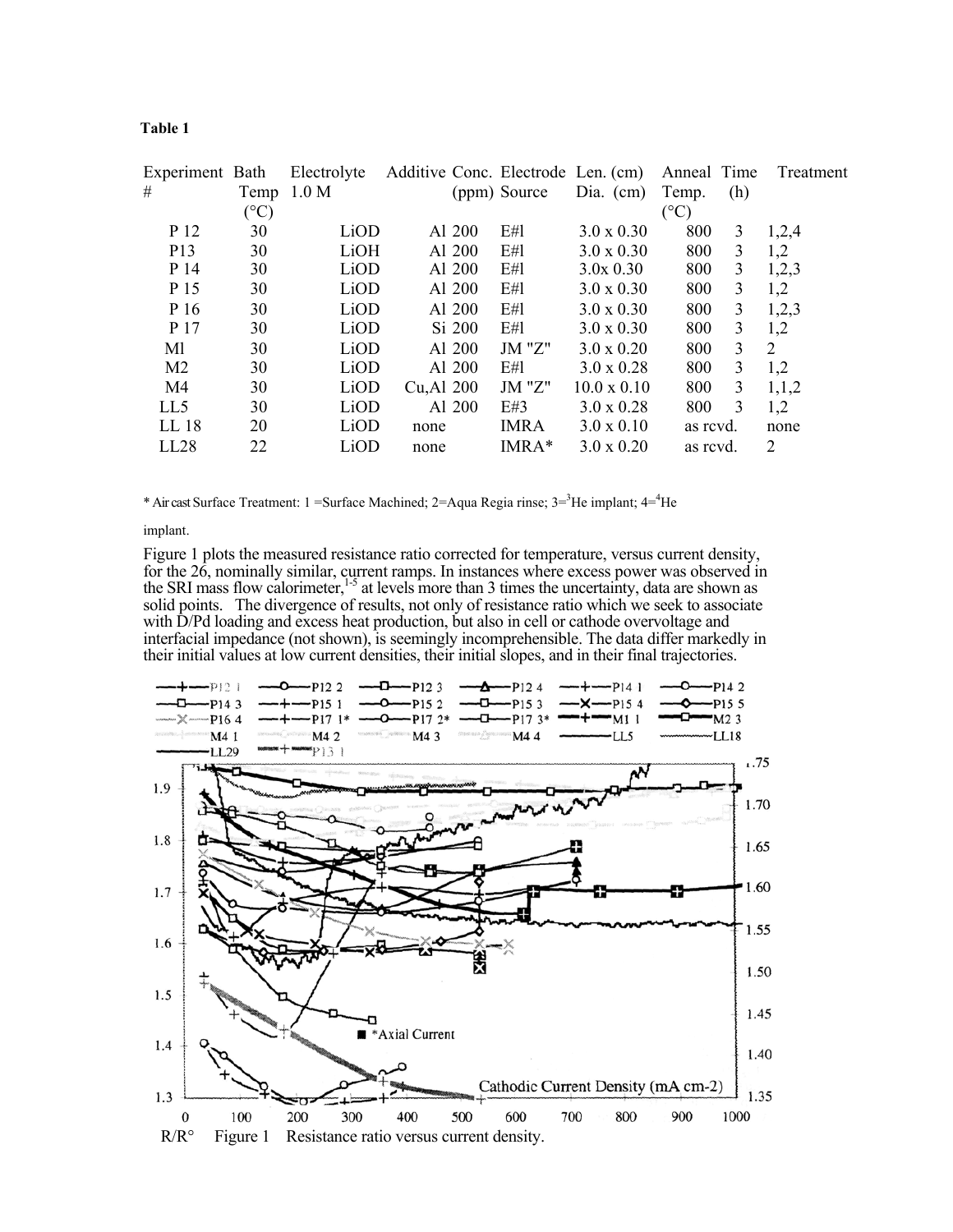**Table 1**

| Experiment # | Bath Temp (°C) | Electrolyte 1.0 M | Additive | Conc. (ppm) | Electrode Source | Len. (cm) Dia. (cm) | Anneal Temp. (°C) | Time (h) | Treatment |
|---|---|---|---|---|---|---|---|---|---|
| P 12 | 30 | LiOD | Al | 200 | E#l | 3.0 x 0.30 | 800 | 3 | 1,2,4 |
| P13 | 30 | LiOH | Al | 200 | E#l | 3.0 x 0.30 | 800 | 3 | 1,2 |
| P 14 | 30 | LiOD | Al | 200 | E#l | 3.0x 0.30 | 800 | 3 | 1,2,3 |
| P 15 | 30 | LiOD | Al | 200 | E#l | 3.0 x 0.30 | 800 | 3 | 1,2 |
| P 16 | 30 | LiOD | Al | 200 | E#l | 3.0 x 0.30 | 800 | 3 | 1,2,3 |
| P 17 | 30 | LiOD | Si | 200 | E#l | 3.0 x 0.30 | 800 | 3 | 1,2 |
| Ml | 30 | LiOD | Al | 200 | JM "Z" | 3.0 x 0.20 | 800 | 3 | 2 |
| M2 | 30 | LiOD | Al | 200 | E#l | 3.0 x 0.28 | 800 | 3 | 1,2 |
| M4 | 30 | LiOD | Cu,Al | 200 | JM "Z" | 10.0 x 0.10 | 800 | 3 | 1,1,2 |
| LL5 | 30 | LiOD | Al | 200 | E#3 | 3.0 x 0.28 | 800 | 3 | 1,2 |
| LL 18 | 20 | LiOD | none | | IMRA | 3.0 x 0.10 | as rcvd. | | none |
| LL28 | 22 | LiOD | none | | IMRA* | 3.0 x 0.20 | as rcvd. | | 2 |

\* Air cast Surface Treatment: 1 =Surface Machined; 2=Aqua Regia rinse; 3=$^3$He implant; 4=$^4$He implant.

Figure 1 plots the measured resistance ratio corrected for temperature, versus current density, for the 26, nominally similar, current ramps. In instances where excess power was observed in the SRI mass flow calorimeter,[1-5] at levels more than 3 times the uncertainty, data are shown as solid points. The divergence of results, not only of resistance ratio which we seek to associate with D/Pd loading and excess heat production, but also in cell or cathode overvoltage and interfacial impedance (not shown), is seemingly incomprehensible. The data differ markedly in their initial values at low current densities, their initial slopes, and in their final trajectories.

R/R° Figure 1 Resistance ratio versus current density.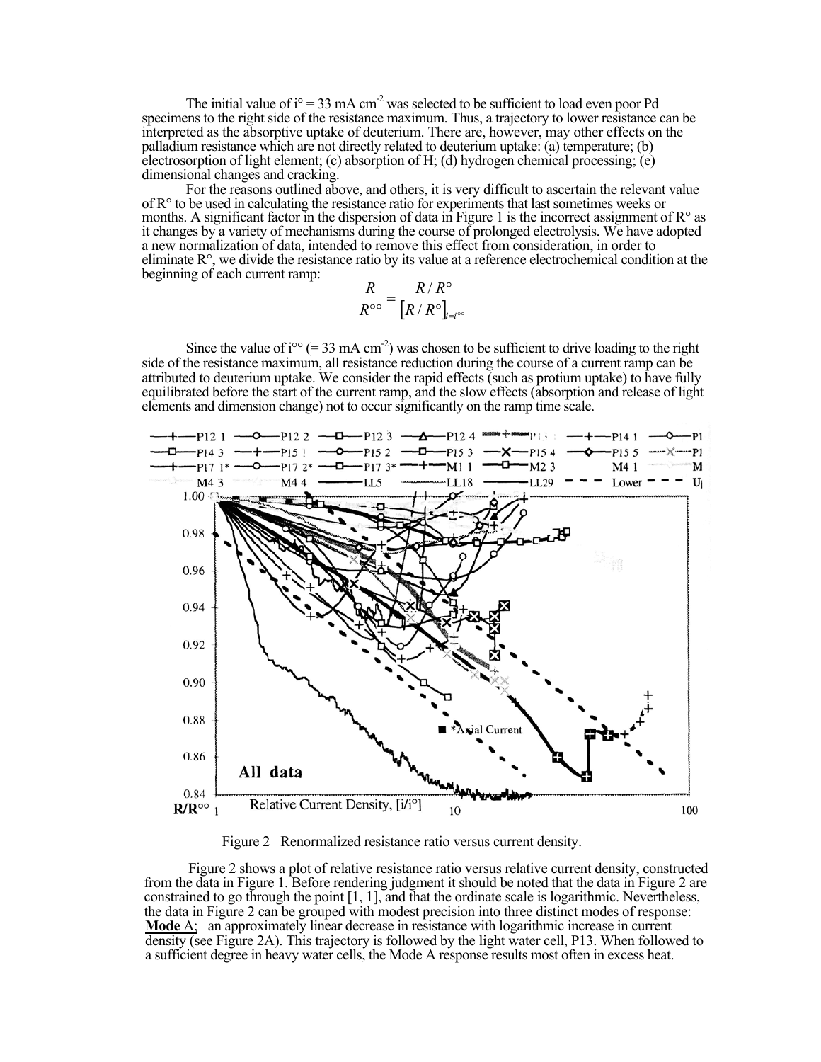The initial value of $i° = 33$ mA cm$^{-2}$ was selected to be sufficient to load even poor Pd specimens to the right side of the resistance maximum. Thus, a trajectory to lower resistance can be interpreted as the absorptive uptake of deuterium. There are, however, may other effects on the palladium resistance which are not directly related to deuterium uptake: (a) temperature; (b) electrosorption of light element; (c) absorption of H; (d) hydrogen chemical processing; (e) dimensional changes and cracking.

For the reasons outlined above, and others, it is very difficult to ascertain the relevant value of R° to be used in calculating the resistance ratio for experiments that last sometimes weeks or months. A significant factor in the dispersion of data in Figure 1 is the incorrect assignment of R° as it changes by a variety of mechanisms during the course of prolonged electrolysis. We have adopted a new normalization of data, intended to remove this effect from consideration, in order to eliminate R°, we divide the resistance ratio by its value at a reference electrochemical condition at the beginning of each current ramp:

$$\frac{R}{R^{\circ\circ}} = \frac{R/R^{\circ}}{\left[R/R^{\circ}\right]_{i=i^{\circ\circ}}}$$

Since the value of $i^{\circ\circ}$ (= 33 mA cm$^{-2}$) was chosen to be sufficient to drive loading to the right side of the resistance maximum, all resistance reduction during the course of a current ramp can be attributed to deuterium uptake. We consider the rapid effects (such as protium uptake) to have fully equilibrated before the start of the current ramp, and the slow effects (absorption and release of light elements and dimension change) not to occur significantly on the ramp time scale.

Figure 2 Renormalized resistance ratio versus current density.

Figure 2 shows a plot of relative resistance ratio versus relative current density, constructed from the data in Figure 1. Before rendering judgment it should be noted that the data in Figure 2 are constrained to go through the point [1, 1], and that the ordinate scale is logarithmic. Nevertheless, the data in Figure 2 can be grouped with modest precision into three distinct modes of response:

**Mode** A; an approximately linear decrease in resistance with logarithmic increase in current density (see Figure 2A). This trajectory is followed by the light water cell, P13. When followed to a sufficient degree in heavy water cells, the Mode A response results most often in excess heat.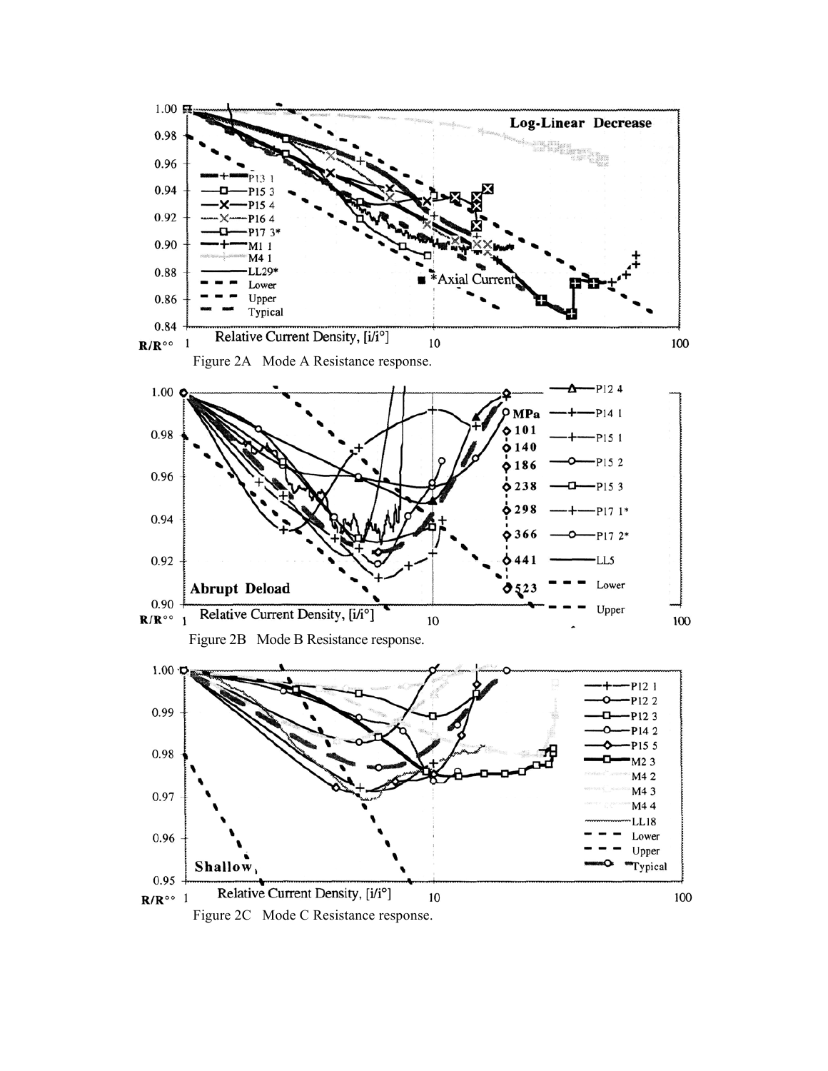Figure 2A   Mode A Resistance response.

Figure 2B   Mode B Resistance response.

Figure 2C   Mode C Resistance response.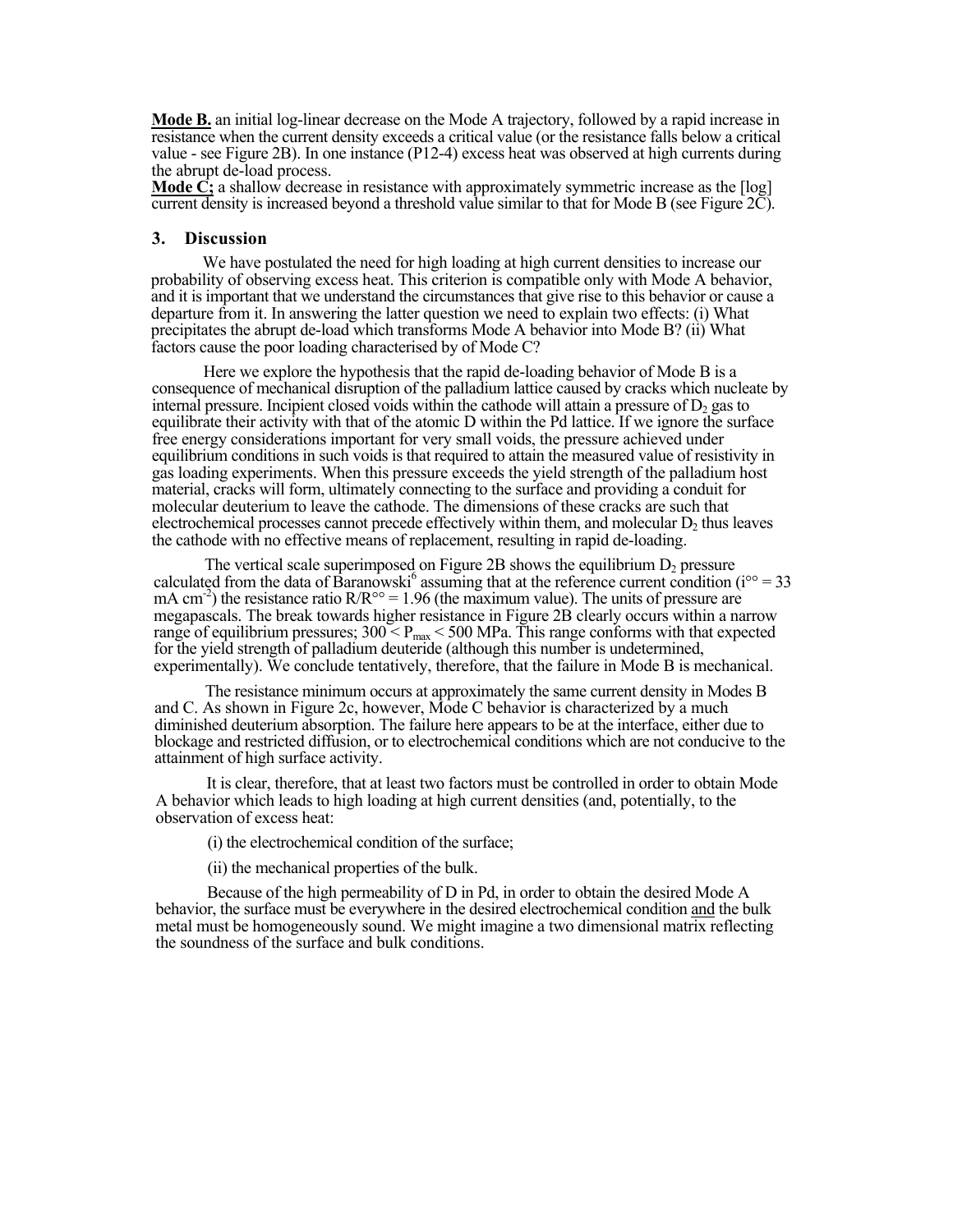**Mode B.** an initial log-linear decrease on the Mode A trajectory, followed by a rapid increase in resistance when the current density exceeds a critical value (or the resistance falls below a critical value - see Figure 2B). In one instance (P12-4) excess heat was observed at high currents during the abrupt de-load process.

**Mode C;** a shallow decrease in resistance with approximately symmetric increase as the [log] current density is increased beyond a threshold value similar to that for Mode B (see Figure 2C).

## 3. Discussion

We have postulated the need for high loading at high current densities to increase our probability of observing excess heat. This criterion is compatible only with Mode A behavior, and it is important that we understand the circumstances that give rise to this behavior or cause a departure from it. In answering the latter question we need to explain two effects: (i) What precipitates the abrupt de-load which transforms Mode A behavior into Mode B? (ii) What factors cause the poor loading characterised by of Mode C?

Here we explore the hypothesis that the rapid de-loading behavior of Mode B is a consequence of mechanical disruption of the palladium lattice caused by cracks which nucleate by internal pressure. Incipient closed voids within the cathode will attain a pressure of $D_2$ gas to equilibrate their activity with that of the atomic D within the Pd lattice. If we ignore the surface free energy considerations important for very small voids, the pressure achieved under equilibrium conditions in such voids is that required to attain the measured value of resistivity in gas loading experiments. When this pressure exceeds the yield strength of the palladium host material, cracks will form, ultimately connecting to the surface and providing a conduit for molecular deuterium to leave the cathode. The dimensions of these cracks are such that electrochemical processes cannot precede effectively within them, and molecular $D_2$ thus leaves the cathode with no effective means of replacement, resulting in rapid de-loading.

The vertical scale superimposed on Figure 2B shows the equilibrium $D_2$ pressure calculated from the data of Baranowski[6] assuming that at the reference current condition ($i^{\circ\circ} = 33$ mA cm$^{-2}$) the resistance ratio $R/R^{\circ\circ} = 1.96$ (the maximum value). The units of pressure are megapascals. The break towards higher resistance in Figure 2B clearly occurs within a narrow range of equilibrium pressures; $300 < P_{max} < 500$ MPa. This range conforms with that expected for the yield strength of palladium deuteride (although this number is undetermined, experimentally). We conclude tentatively, therefore, that the failure in Mode B is mechanical.

The resistance minimum occurs at approximately the same current density in Modes B and C. As shown in Figure 2c, however, Mode C behavior is characterized by a much diminished deuterium absorption. The failure here appears to be at the interface, either due to blockage and restricted diffusion, or to electrochemical conditions which are not conducive to the attainment of high surface activity.

It is clear, therefore, that at least two factors must be controlled in order to obtain Mode A behavior which leads to high loading at high current densities (and, potentially, to the observation of excess heat:

(i) the electrochemical condition of the surface;

(ii) the mechanical properties of the bulk.

Because of the high permeability of D in Pd, in order to obtain the desired Mode A behavior, the surface must be everywhere in the desired electrochemical condition and the bulk metal must be homogeneously sound. We might imagine a two dimensional matrix reflecting the soundness of the surface and bulk conditions.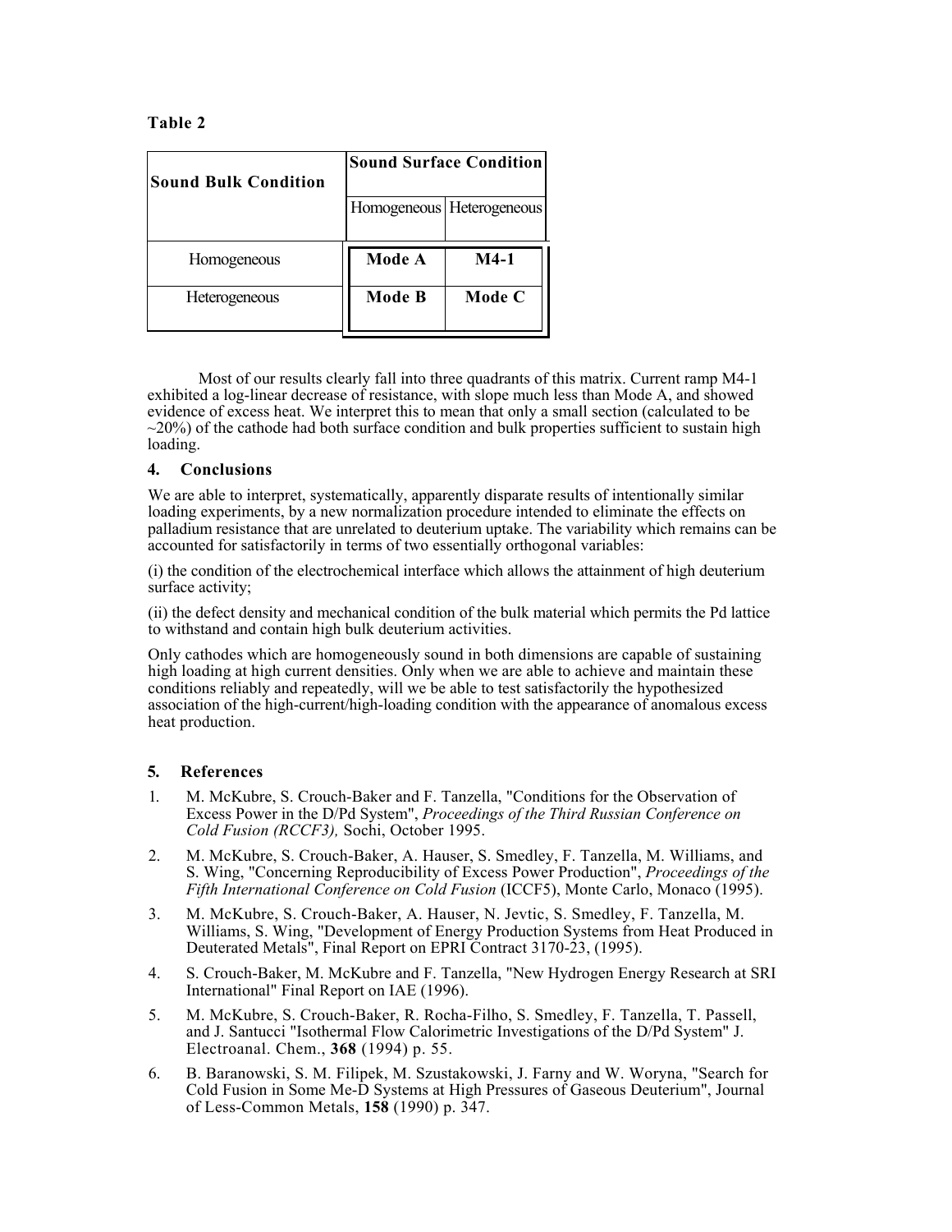**Table 2**

| Sound Bulk Condition | Sound Surface Condition | |
|---|---|---|
| | Homogeneous | Heterogeneous |
| Homogeneous | **Mode A** | **M4-1** |
| Heterogeneous | **Mode B** | **Mode C** |

Most of our results clearly fall into three quadrants of this matrix. Current ramp M4-1 exhibited a log-linear decrease of resistance, with slope much less than Mode A, and showed evidence of excess heat. We interpret this to mean that only a small section (calculated to be ~20%) of the cathode had both surface condition and bulk properties sufficient to sustain high loading.

## 4. Conclusions

We are able to interpret, systematically, apparently disparate results of intentionally similar loading experiments, by a new normalization procedure intended to eliminate the effects on palladium resistance that are unrelated to deuterium uptake. The variability which remains can be accounted for satisfactorily in terms of two essentially orthogonal variables:

(i) the condition of the electrochemical interface which allows the attainment of high deuterium surface activity;

(ii) the defect density and mechanical condition of the bulk material which permits the Pd lattice to withstand and contain high bulk deuterium activities.

Only cathodes which are homogeneously sound in both dimensions are capable of sustaining high loading at high current densities. Only when we are able to achieve and maintain these conditions reliably and repeatedly, will we be able to test satisfactorily the hypothesized association of the high-current/high-loading condition with the appearance of anomalous excess heat production.

## 5. References

1. M. McKubre, S. Crouch-Baker and F. Tanzella, "Conditions for the Observation of Excess Power in the D/Pd System", *Proceedings of the Third Russian Conference on Cold Fusion (RCCF3),* Sochi, October 1995.
2. M. McKubre, S. Crouch-Baker, A. Hauser, S. Smedley, F. Tanzella, M. Williams, and S. Wing, "Concerning Reproducibility of Excess Power Production", *Proceedings of the Fifth International Conference on Cold Fusion* (ICCF5), Monte Carlo, Monaco (1995).
3. M. McKubre, S. Crouch-Baker, A. Hauser, N. Jevtic, S. Smedley, F. Tanzella, M. Williams, S. Wing, "Development of Energy Production Systems from Heat Produced in Deuterated Metals", Final Report on EPRI Contract 3170-23, (1995).
4. S. Crouch-Baker, M. McKubre and F. Tanzella, "New Hydrogen Energy Research at SRI International" Final Report on IAE (1996).
5. M. McKubre, S. Crouch-Baker, R. Rocha-Filho, S. Smedley, F. Tanzella, T. Passell, and J. Santucci "Isothermal Flow Calorimetric Investigations of the D/Pd System" J. Electroanal. Chem., **368** (1994) p. 55.
6. B. Baranowski, S. M. Filipek, M. Szustakowski, J. Farny and W. Woryna, "Search for Cold Fusion in Some Me-D Systems at High Pressures of Gaseous Deuterium", Journal of Less-Common Metals, **158** (1990) p. 347.